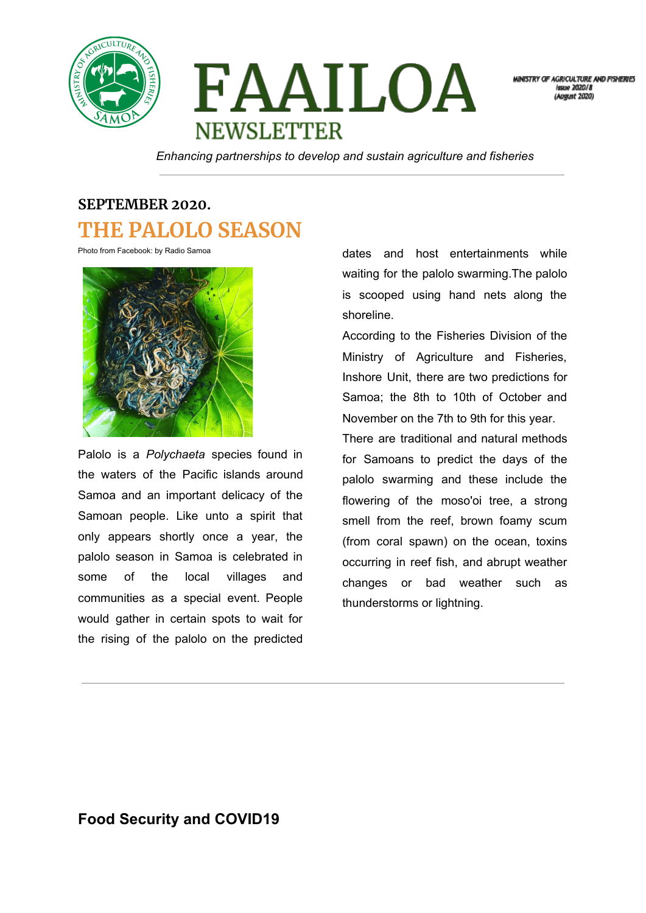# FAAILOA
## NEWSLETTER

MINISTRY OF AGRICULTURE AND FISHERIES
Issue 2020/8
(August 2020)

*Enhancing partnerships to develop and sustain agriculture and fisheries*

---

**SEPTEMBER 2020.**

## THE PALOLO SEASON

Photo from Facebook: by Radio Samoa

Palolo is a *Polychaeta* species found in the waters of the Pacific islands around Samoa and an important delicacy of the Samoan people. Like unto a spirit that only appears shortly once a year, the palolo season in Samoa is celebrated in some of the local villages and communities as a special event. People would gather in certain spots to wait for the rising of the palolo on the predicted dates and host entertainments while waiting for the palolo swarming.The palolo is scooped using hand nets along the shoreline.

According to the Fisheries Division of the Ministry of Agriculture and Fisheries, Inshore Unit, there are two predictions for Samoa; the 8th to 10th of October and November on the 7th to 9th for this year.

There are traditional and natural methods for Samoans to predict the days of the palolo swarming and these include the flowering of the moso'oi tree, a strong smell from the reef, brown foamy scum (from coral spawn) on the ocean, toxins occurring in reef fish, and abrupt weather changes or bad weather such as thunderstorms or lightning.

---

## Food Security and COVID19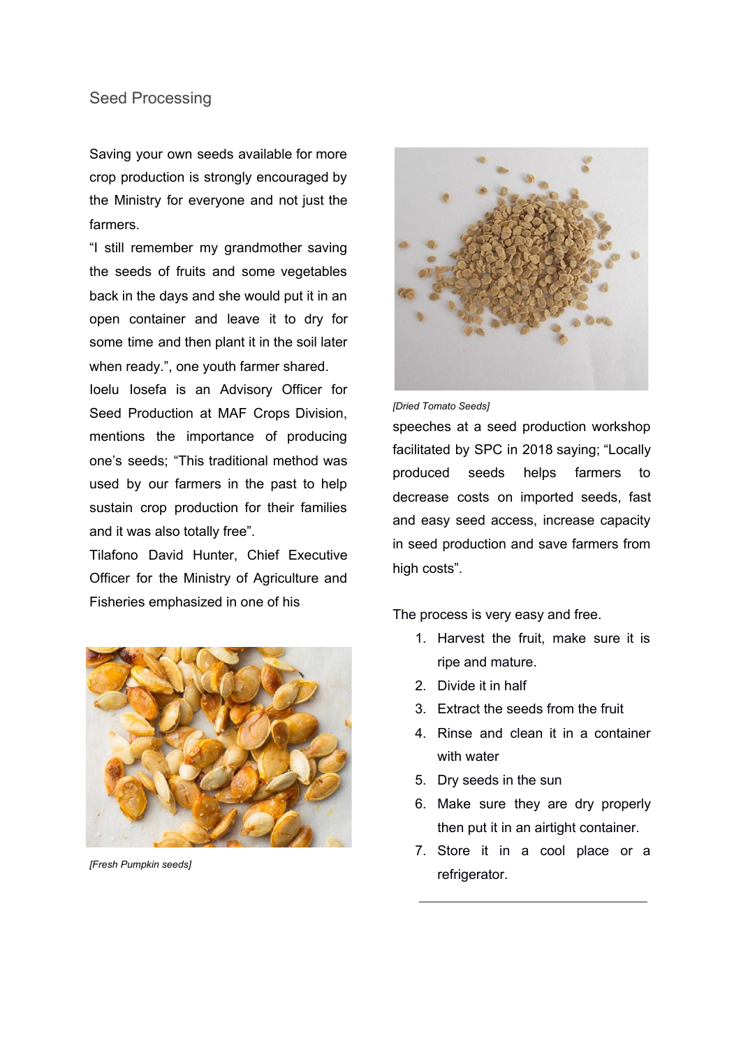## Seed Processing

Saving your own seeds available for more crop production is strongly encouraged by the Ministry for everyone and not just the farmers.

"I still remember my grandmother saving the seeds of fruits and some vegetables back in the days and she would put it in an open container and leave it to dry for some time and then plant it in the soil later when ready.", one youth farmer shared.

Ioelu Iosefa is an Advisory Officer for Seed Production at MAF Crops Division, mentions the importance of producing one's seeds; "This traditional method was used by our farmers in the past to help sustain crop production for their families and it was also totally free".

Tilafono David Hunter, Chief Executive Officer for the Ministry of Agriculture and Fisheries emphasized in one of his speeches at a seed production workshop facilitated by SPC in 2018 saying; "Locally produced seeds helps farmers to decrease costs on imported seeds, fast and easy seed access, increase capacity in seed production and save farmers from high costs".

*[Fresh Pumpkin seeds]*

*[Dried Tomato Seeds]*

The process is very easy and free.

1. Harvest the fruit, make sure it is ripe and mature.
2. Divide it in half
3. Extract the seeds from the fruit
4. Rinse and clean it in a container with water
5. Dry seeds in the sun
6. Make sure they are dry properly then put it in an airtight container.
7. Store it in a cool place or a refrigerator.